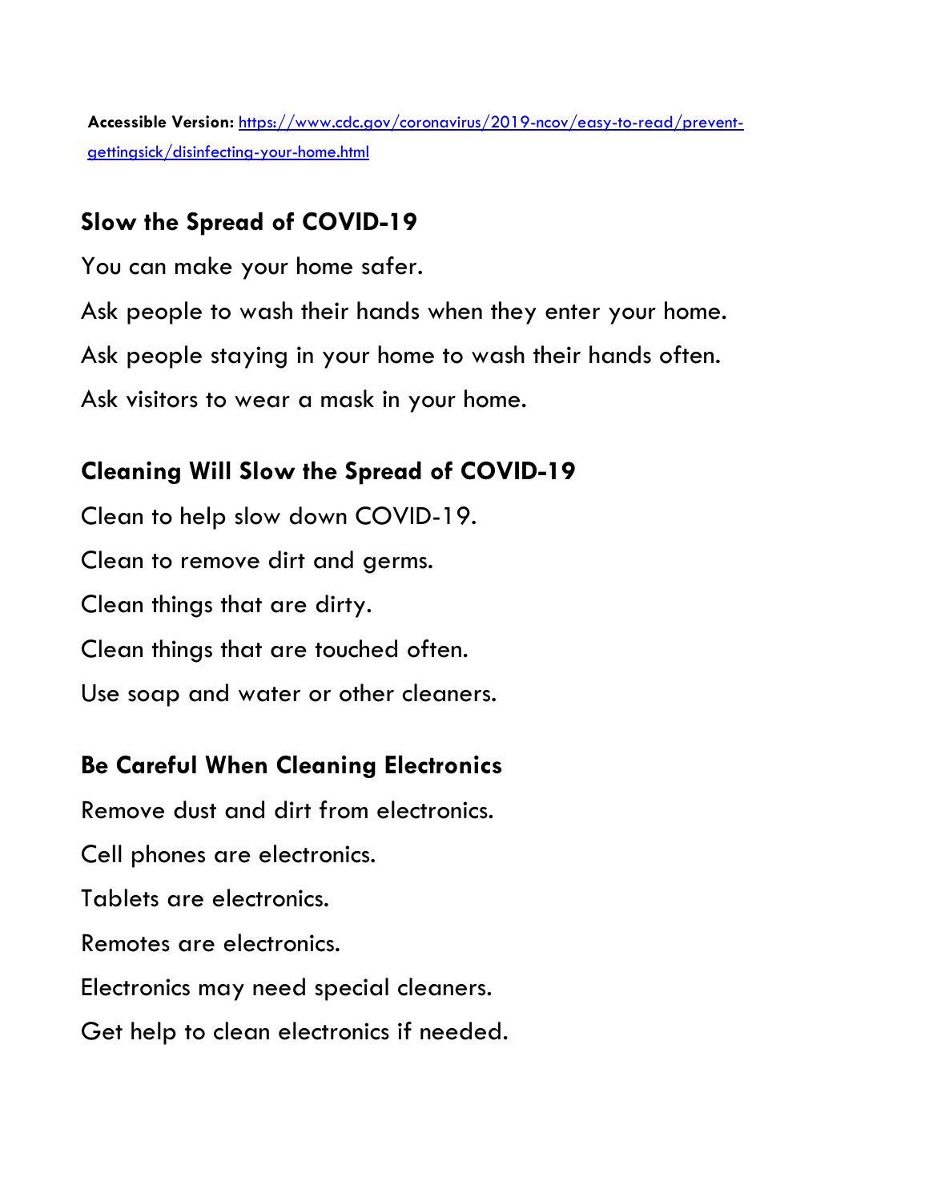**Accessible Version:** [https://www.cdc.gov/coronavirus/2019-ncov/easy-to-read/prevent-gettingsick/disinfecting-your-home.html](https://www.cdc.gov/coronavirus/2019-ncov/easy-to-read/prevent-gettingsick/disinfecting-your-home.html)

## Slow the Spread of COVID-19

You can make your home safer.

Ask people to wash their hands when they enter your home.

Ask people staying in your home to wash their hands often.

Ask visitors to wear a mask in your home.

## Cleaning Will Slow the Spread of COVID-19

Clean to help slow down COVID-19.

Clean to remove dirt and germs.

Clean things that are dirty.

Clean things that are touched often.

Use soap and water or other cleaners.

## Be Careful When Cleaning Electronics

Remove dust and dirt from electronics.

Cell phones are electronics.

Tablets are electronics.

Remotes are electronics.

Electronics may need special cleaners.

Get help to clean electronics if needed.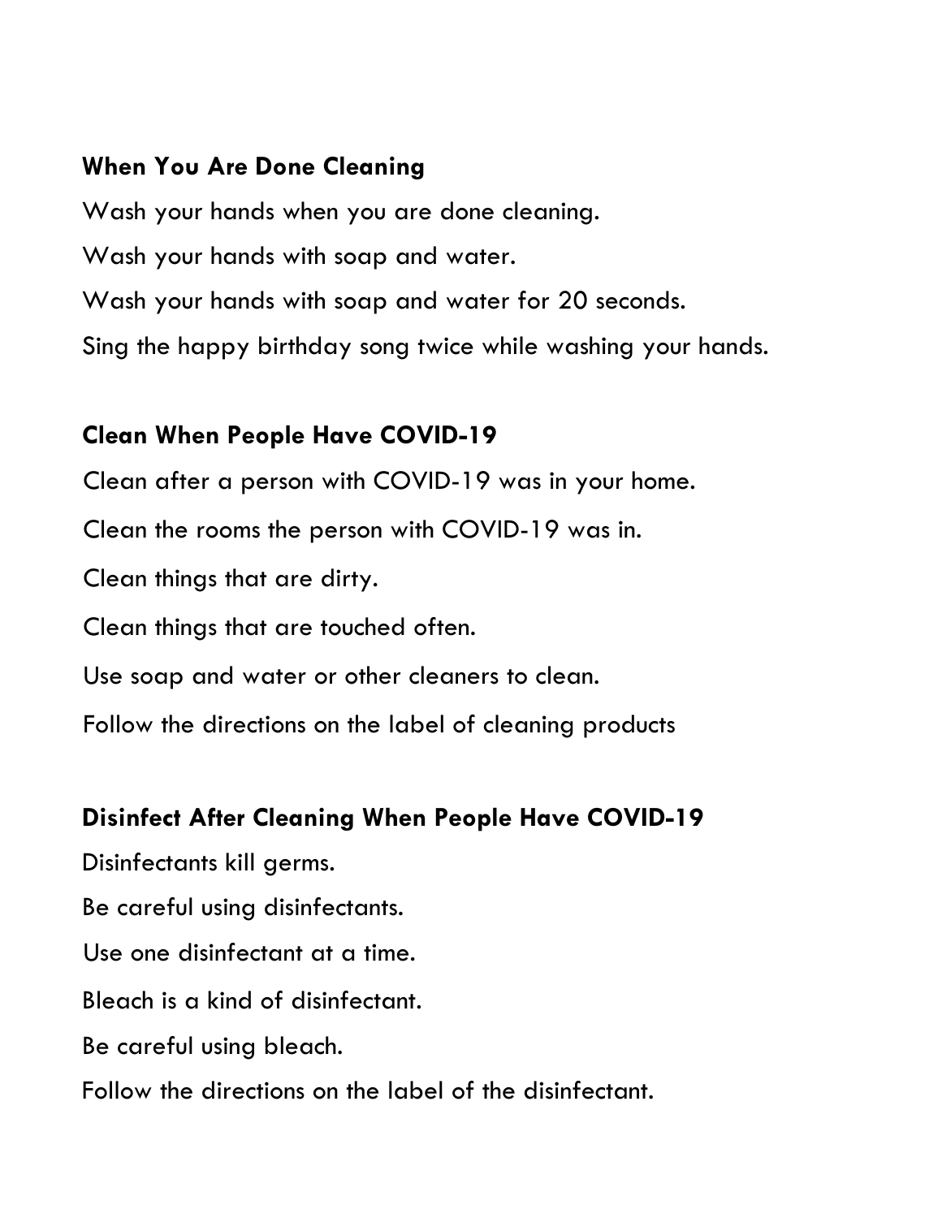### When You Are Done Cleaning

Wash your hands when you are done cleaning.

Wash your hands with soap and water.

Wash your hands with soap and water for 20 seconds.

Sing the happy birthday song twice while washing your hands.

### Clean When People Have COVID-19

Clean after a person with COVID-19 was in your home.

Clean the rooms the person with COVID-19 was in.

Clean things that are dirty.

Clean things that are touched often.

Use soap and water or other cleaners to clean.

Follow the directions on the label of cleaning products

### Disinfect After Cleaning When People Have COVID-19

Disinfectants kill germs.

Be careful using disinfectants.

Use one disinfectant at a time.

Bleach is a kind of disinfectant.

Be careful using bleach.

Follow the directions on the label of the disinfectant.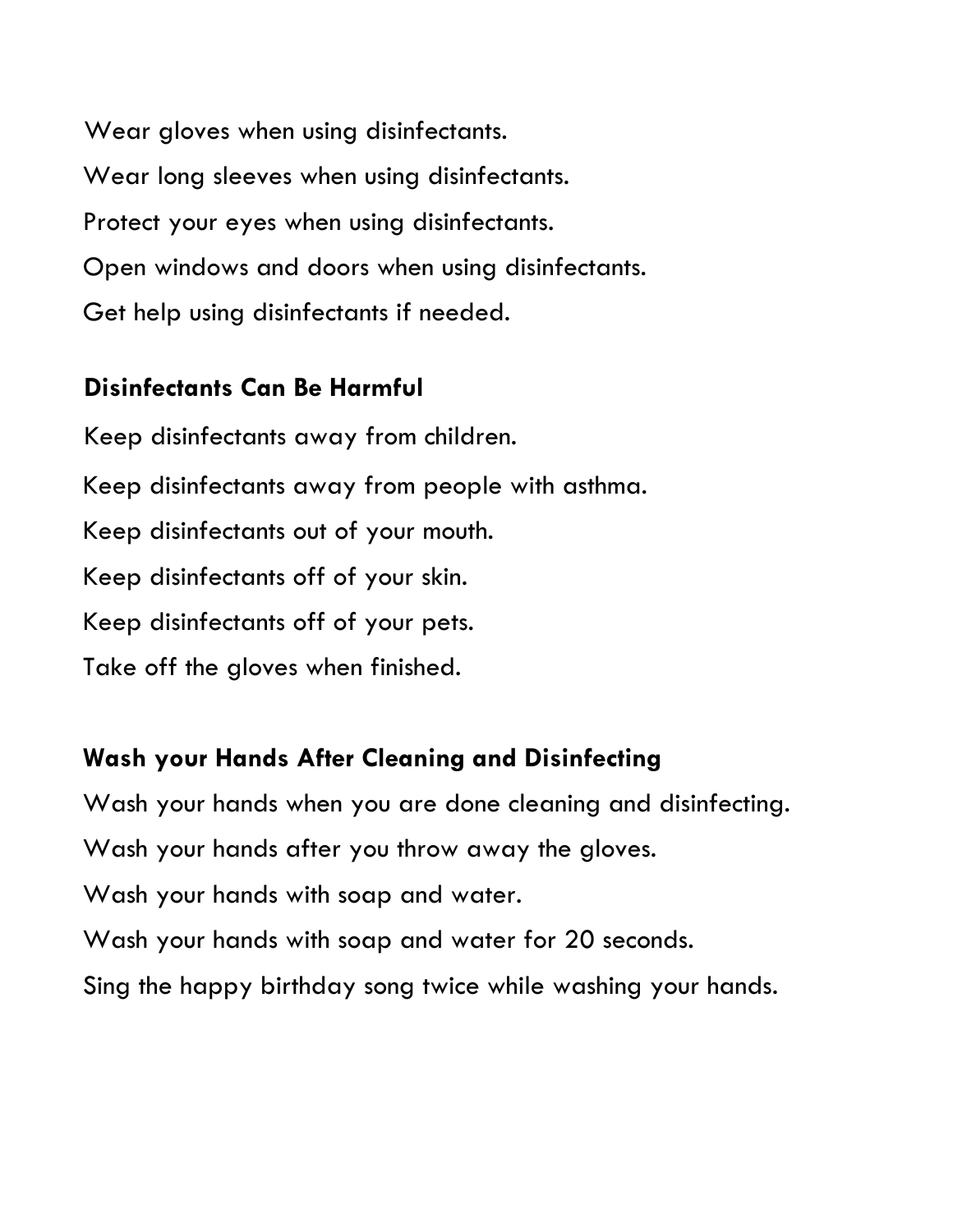Wear gloves when using disinfectants.

Wear long sleeves when using disinfectants.

Protect your eyes when using disinfectants.

Open windows and doors when using disinfectants.

Get help using disinfectants if needed.

**Disinfectants Can Be Harmful**

Keep disinfectants away from children.

Keep disinfectants away from people with asthma.

Keep disinfectants out of your mouth.

Keep disinfectants off of your skin.

Keep disinfectants off of your pets.

Take off the gloves when finished.

**Wash your Hands After Cleaning and Disinfecting**

Wash your hands when you are done cleaning and disinfecting.

Wash your hands after you throw away the gloves.

Wash your hands with soap and water.

Wash your hands with soap and water for 20 seconds.

Sing the happy birthday song twice while washing your hands.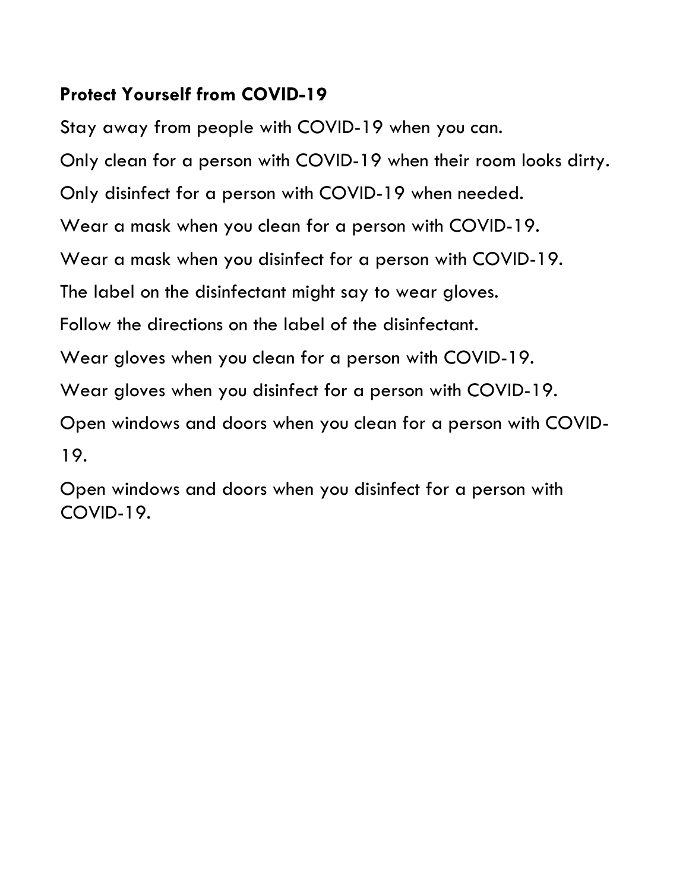**Protect Yourself from COVID-19**

Stay away from people with COVID-19 when you can.

Only clean for a person with COVID-19 when their room looks dirty.

Only disinfect for a person with COVID-19 when needed.

Wear a mask when you clean for a person with COVID-19.

Wear a mask when you disinfect for a person with COVID-19.

The label on the disinfectant might say to wear gloves.

Follow the directions on the label of the disinfectant.

Wear gloves when you clean for a person with COVID-19.

Wear gloves when you disinfect for a person with COVID-19.

Open windows and doors when you clean for a person with COVID-19.

Open windows and doors when you disinfect for a person with COVID-19.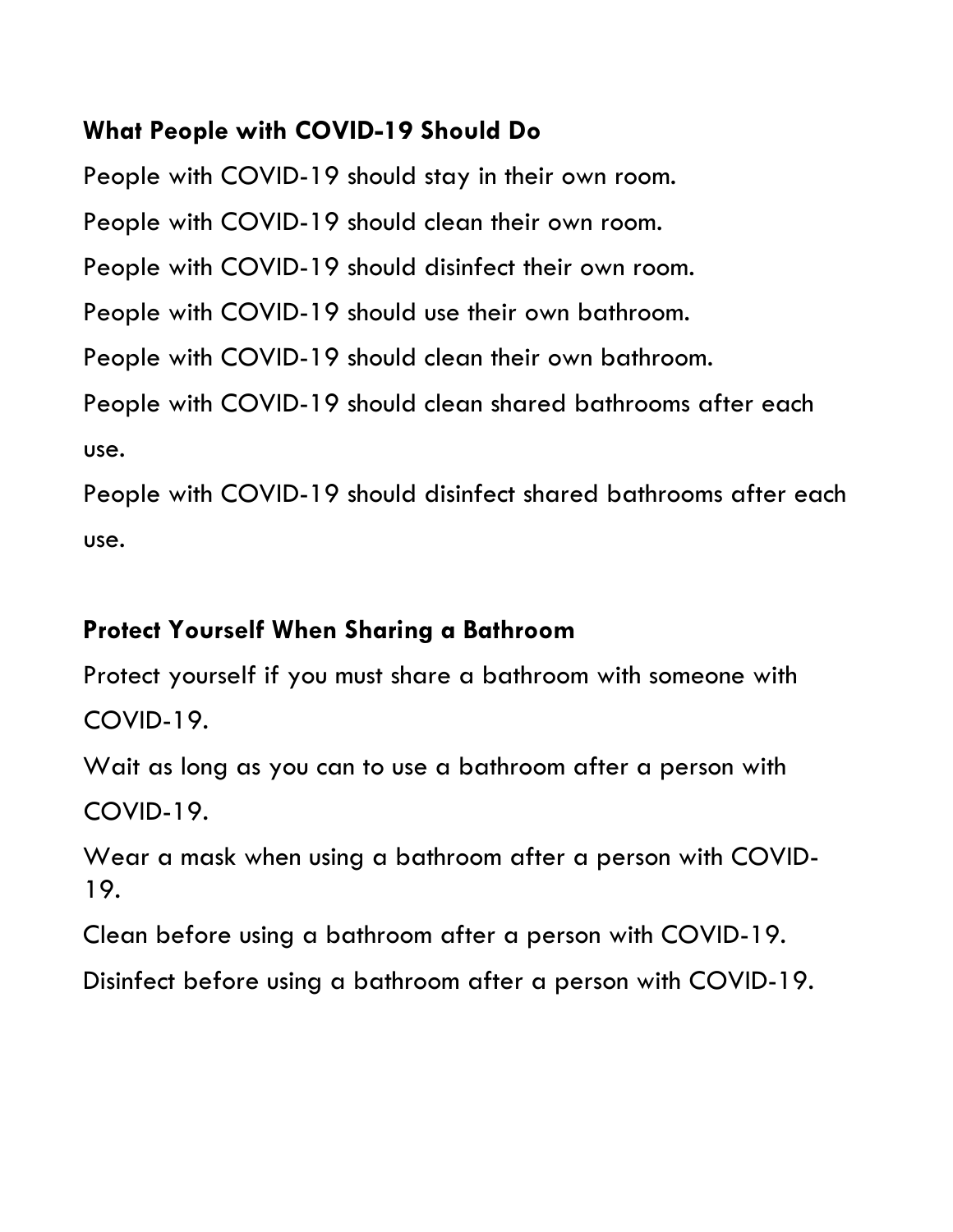**What People with COVID-19 Should Do**

People with COVID-19 should stay in their own room.

People with COVID-19 should clean their own room.

People with COVID-19 should disinfect their own room.

People with COVID-19 should use their own bathroom.

People with COVID-19 should clean their own bathroom.

People with COVID-19 should clean shared bathrooms after each use.

People with COVID-19 should disinfect shared bathrooms after each use.

**Protect Yourself When Sharing a Bathroom**

Protect yourself if you must share a bathroom with someone with COVID-19.

Wait as long as you can to use a bathroom after a person with COVID-19.

Wear a mask when using a bathroom after a person with COVID-19.

Clean before using a bathroom after a person with COVID-19.

Disinfect before using a bathroom after a person with COVID-19.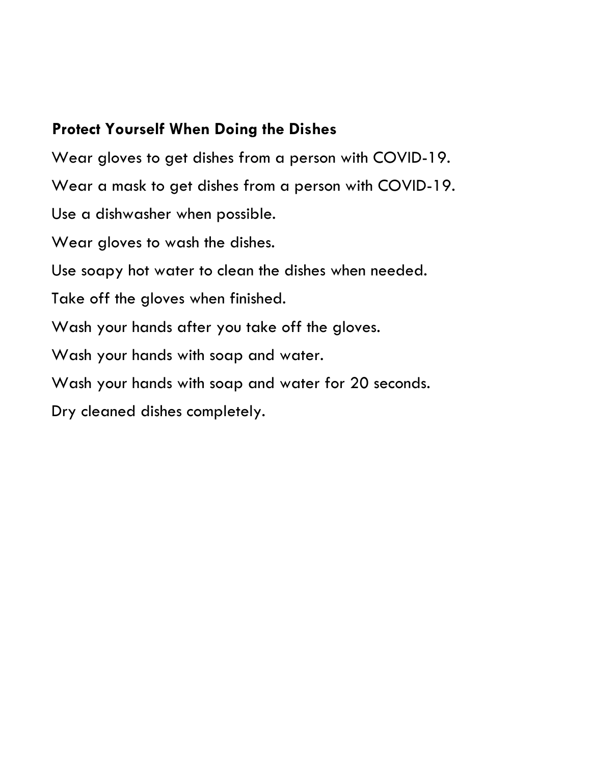## Protect Yourself When Doing the Dishes

Wear gloves to get dishes from a person with COVID-19.

Wear a mask to get dishes from a person with COVID-19.

Use a dishwasher when possible.

Wear gloves to wash the dishes.

Use soapy hot water to clean the dishes when needed.

Take off the gloves when finished.

Wash your hands after you take off the gloves.

Wash your hands with soap and water.

Wash your hands with soap and water for 20 seconds.

Dry cleaned dishes completely.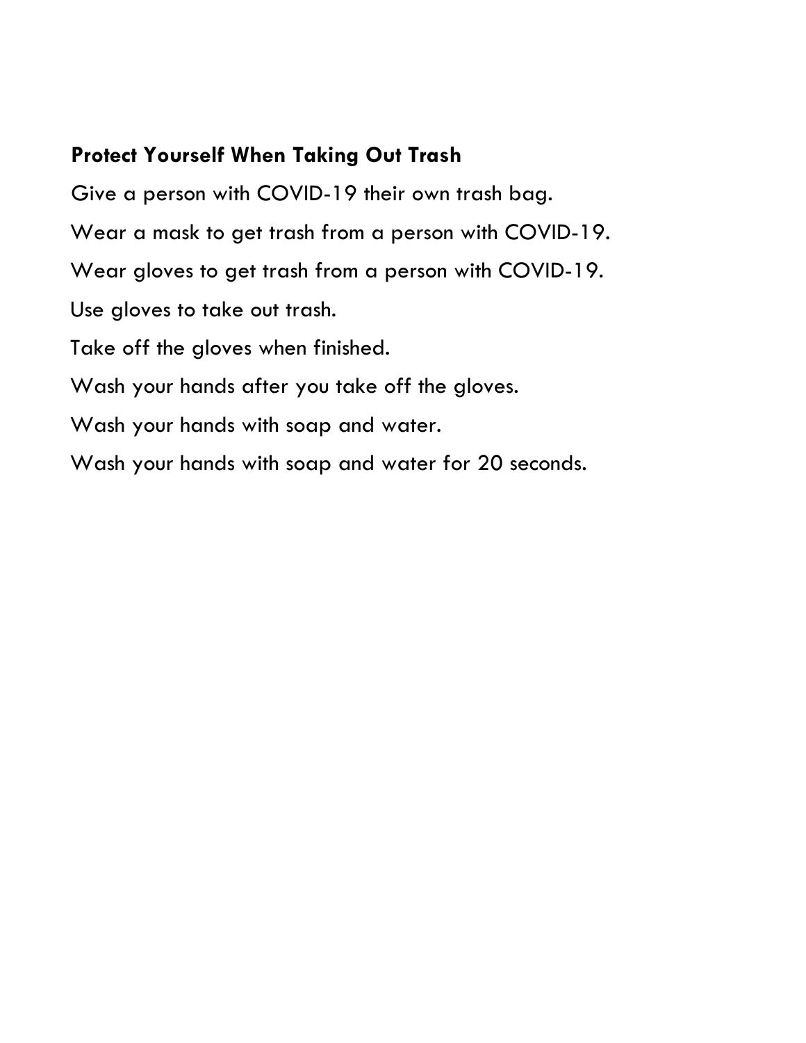**Protect Yourself When Taking Out Trash**

Give a person with COVID-19 their own trash bag.

Wear a mask to get trash from a person with COVID-19.

Wear gloves to get trash from a person with COVID-19.

Use gloves to take out trash.

Take off the gloves when finished.

Wash your hands after you take off the gloves.

Wash your hands with soap and water.

Wash your hands with soap and water for 20 seconds.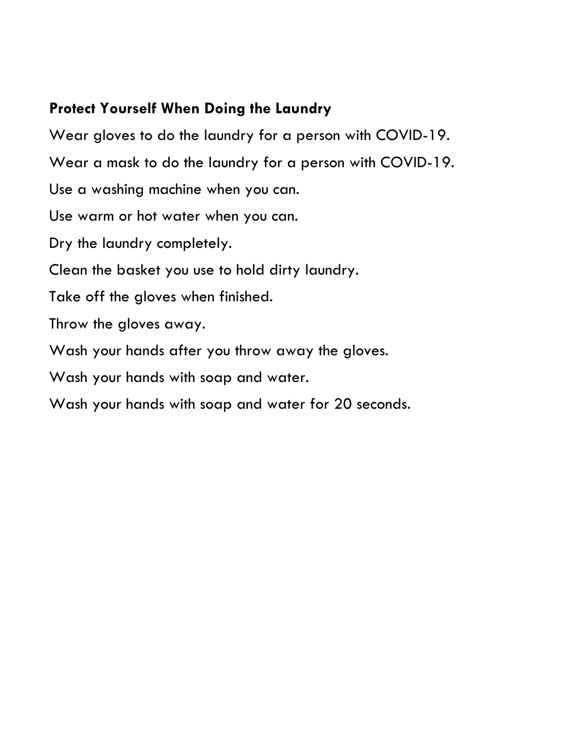**Protect Yourself When Doing the Laundry**

Wear gloves to do the laundry for a person with COVID-19.

Wear a mask to do the laundry for a person with COVID-19.

Use a washing machine when you can.

Use warm or hot water when you can.

Dry the laundry completely.

Clean the basket you use to hold dirty laundry.

Take off the gloves when finished.

Throw the gloves away.

Wash your hands after you throw away the gloves.

Wash your hands with soap and water.

Wash your hands with soap and water for 20 seconds.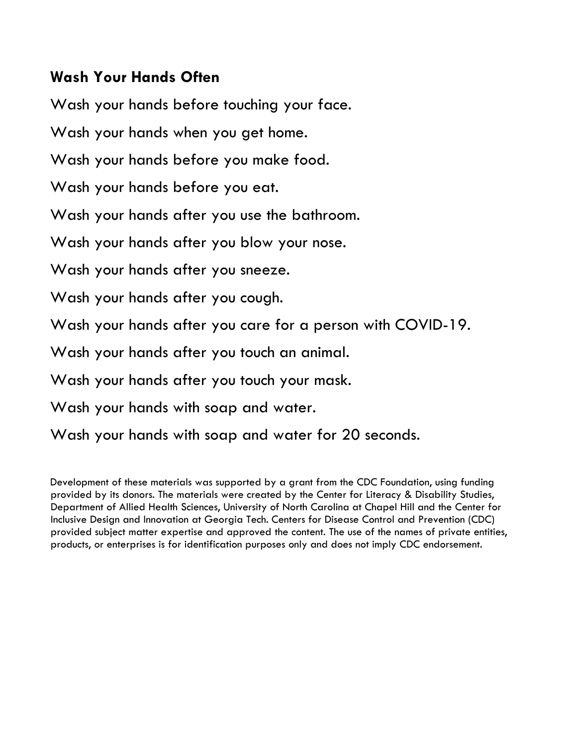**Wash Your Hands Often**

Wash your hands before touching your face.

Wash your hands when you get home.

Wash your hands before you make food.

Wash your hands before you eat.

Wash your hands after you use the bathroom.

Wash your hands after you blow your nose.

Wash your hands after you sneeze.

Wash your hands after you cough.

Wash your hands after you care for a person with COVID-19.

Wash your hands after you touch an animal.

Wash your hands after you touch your mask.

Wash your hands with soap and water.

Wash your hands with soap and water for 20 seconds.

Development of these materials was supported by a grant from the CDC Foundation, using funding provided by its donors. The materials were created by the Center for Literacy & Disability Studies, Department of Allied Health Sciences, University of North Carolina at Chapel Hill and the Center for Inclusive Design and Innovation at Georgia Tech. Centers for Disease Control and Prevention (CDC) provided subject matter expertise and approved the content. The use of the names of private entities, products, or enterprises is for identification purposes only and does not imply CDC endorsement.